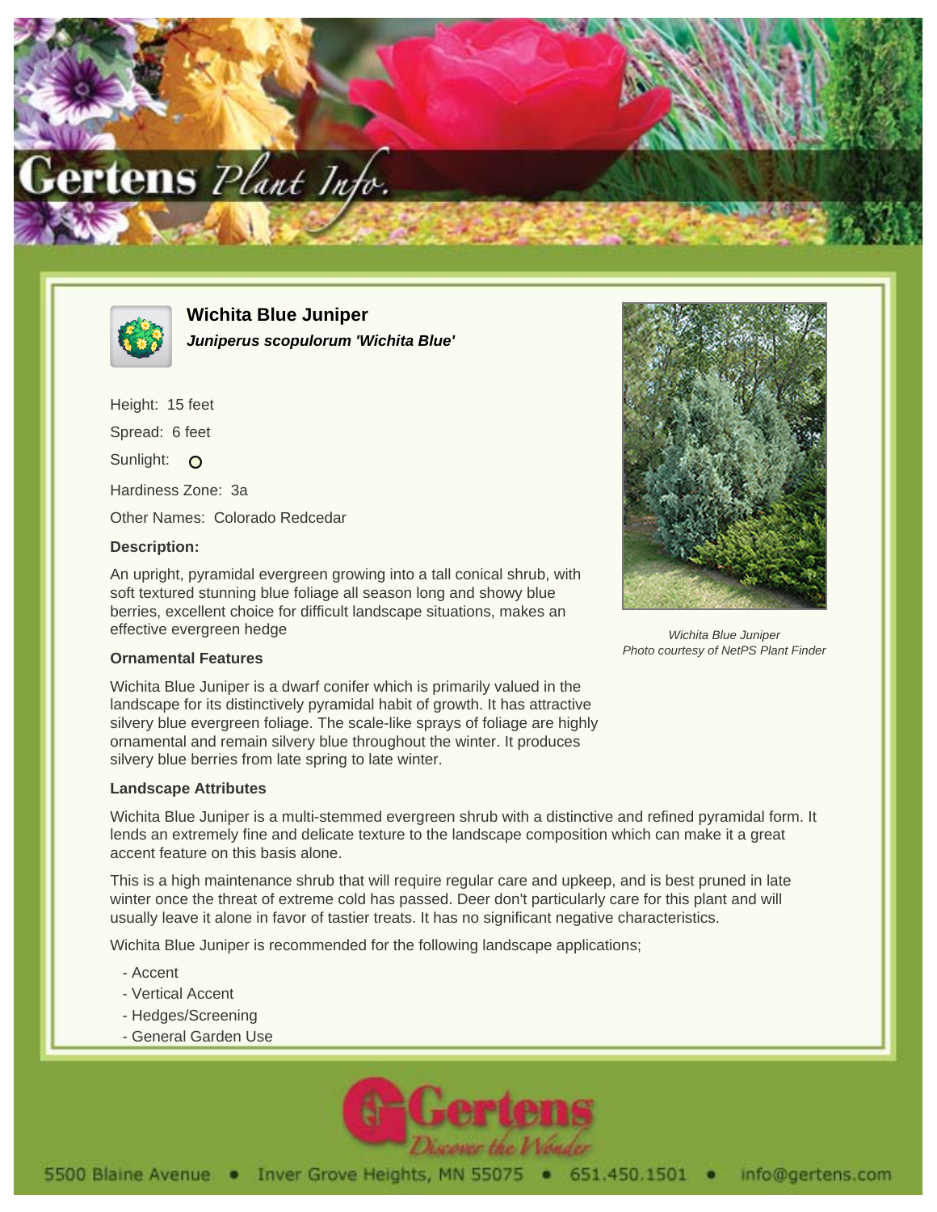# Wichita Blue Juniper

***Juniperus scopulorum 'Wichita Blue'***

Height: 15 feet

Spread: 6 feet

Sunlight: O

Hardiness Zone: 3a

Other Names: Colorado Redcedar

**Description:**

An upright, pyramidal evergreen growing into a tall conical shrub, with soft textured stunning blue foliage all season long and showy blue berries, excellent choice for difficult landscape situations, makes an effective evergreen hedge

*Wichita Blue Juniper*
*Photo courtesy of NetPS Plant Finder*

**Ornamental Features**

Wichita Blue Juniper is a dwarf conifer which is primarily valued in the landscape for its distinctively pyramidal habit of growth. It has attractive silvery blue evergreen foliage. The scale-like sprays of foliage are highly ornamental and remain silvery blue throughout the winter. It produces silvery blue berries from late spring to late winter.

**Landscape Attributes**

Wichita Blue Juniper is a multi-stemmed evergreen shrub with a distinctive and refined pyramidal form. It lends an extremely fine and delicate texture to the landscape composition which can make it a great accent feature on this basis alone.

This is a high maintenance shrub that will require regular care and upkeep, and is best pruned in late winter once the threat of extreme cold has passed. Deer don't particularly care for this plant and will usually leave it alone in favor of tastier treats. It has no significant negative characteristics.

Wichita Blue Juniper is recommended for the following landscape applications;

- Accent
- Vertical Accent
- Hedges/Screening
- General Garden Use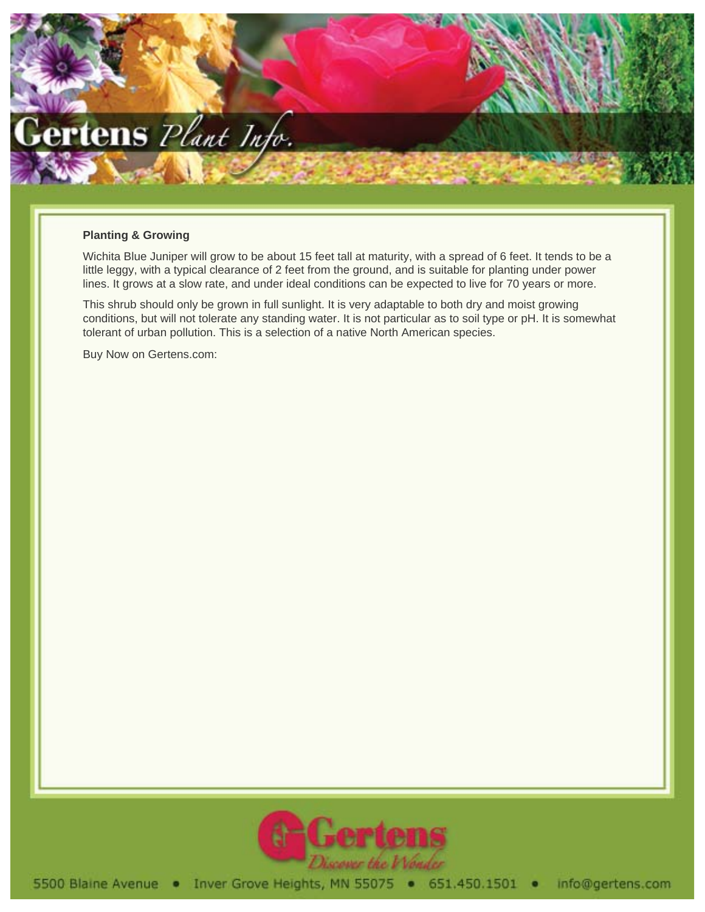### Planting & Growing

Wichita Blue Juniper will grow to be about 15 feet tall at maturity, with a spread of 6 feet. It tends to be a little leggy, with a typical clearance of 2 feet from the ground, and is suitable for planting under power lines. It grows at a slow rate, and under ideal conditions can be expected to live for 70 years or more.

This shrub should only be grown in full sunlight. It is very adaptable to both dry and moist growing conditions, but will not tolerate any standing water. It is not particular as to soil type or pH. It is somewhat tolerant of urban pollution. This is a selection of a native North American species.

Buy Now on Gertens.com: